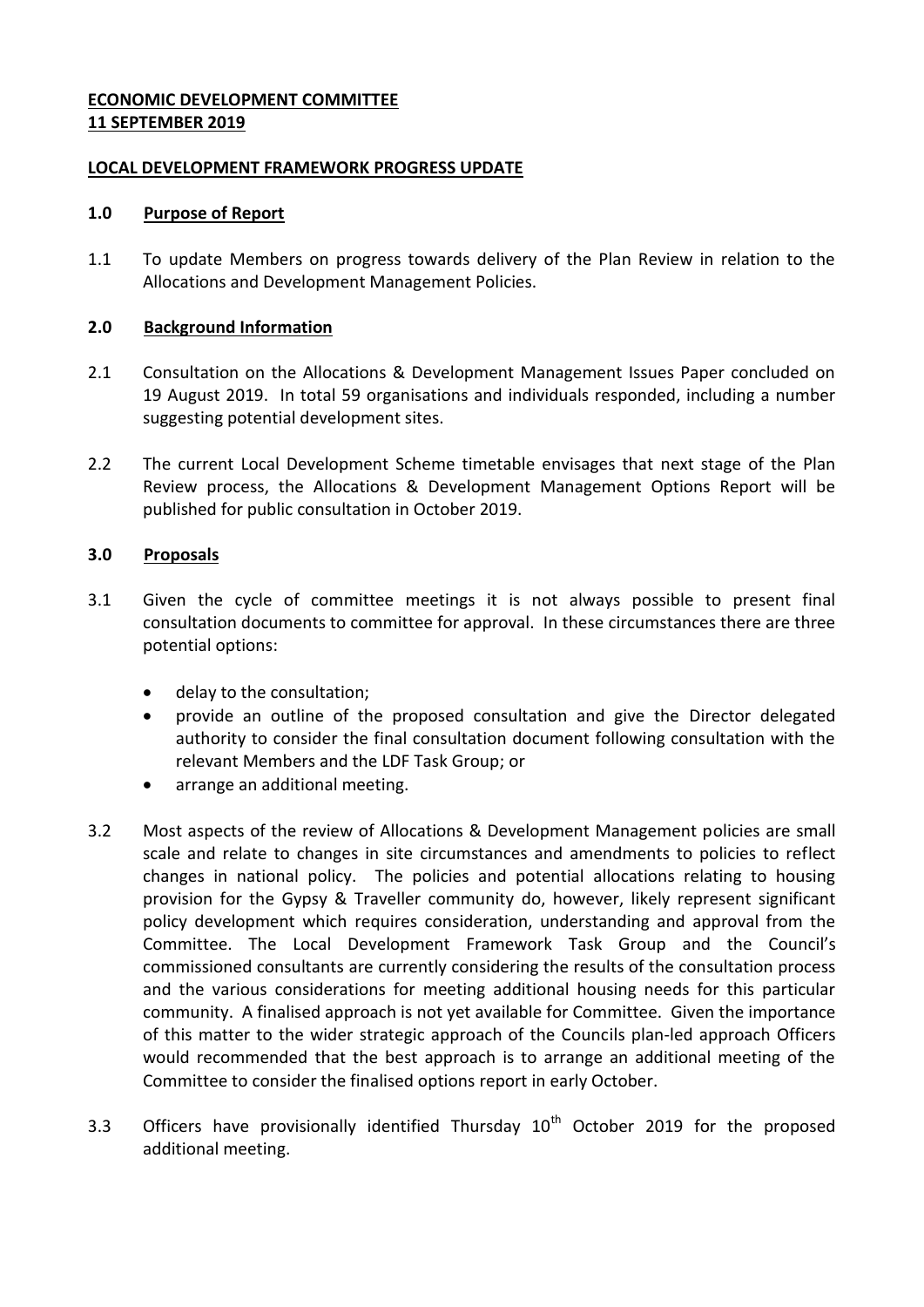**ECONOMIC DEVELOPMENT COMMITTEE**
**11 SEPTEMBER 2019**

**LOCAL DEVELOPMENT FRAMEWORK PROGRESS UPDATE**

## 1.0 Purpose of Report

1.1 To update Members on progress towards delivery of the Plan Review in relation to the Allocations and Development Management Policies.

## 2.0 Background Information

2.1 Consultation on the Allocations & Development Management Issues Paper concluded on 19 August 2019. In total 59 organisations and individuals responded, including a number suggesting potential development sites.

2.2 The current Local Development Scheme timetable envisages that next stage of the Plan Review process, the Allocations & Development Management Options Report will be published for public consultation in October 2019.

## 3.0 Proposals

3.1 Given the cycle of committee meetings it is not always possible to present final consultation documents to committee for approval. In these circumstances there are three potential options:

- delay to the consultation;
- provide an outline of the proposed consultation and give the Director delegated authority to consider the final consultation document following consultation with the relevant Members and the LDF Task Group; or
- arrange an additional meeting.

3.2 Most aspects of the review of Allocations & Development Management policies are small scale and relate to changes in site circumstances and amendments to policies to reflect changes in national policy. The policies and potential allocations relating to housing provision for the Gypsy & Traveller community do, however, likely represent significant policy development which requires consideration, understanding and approval from the Committee. The Local Development Framework Task Group and the Council's commissioned consultants are currently considering the results of the consultation process and the various considerations for meeting additional housing needs for this particular community. A finalised approach is not yet available for Committee. Given the importance of this matter to the wider strategic approach of the Councils plan-led approach Officers would recommended that the best approach is to arrange an additional meeting of the Committee to consider the finalised options report in early October.

3.3 Officers have provisionally identified Thursday 10th October 2019 for the proposed additional meeting.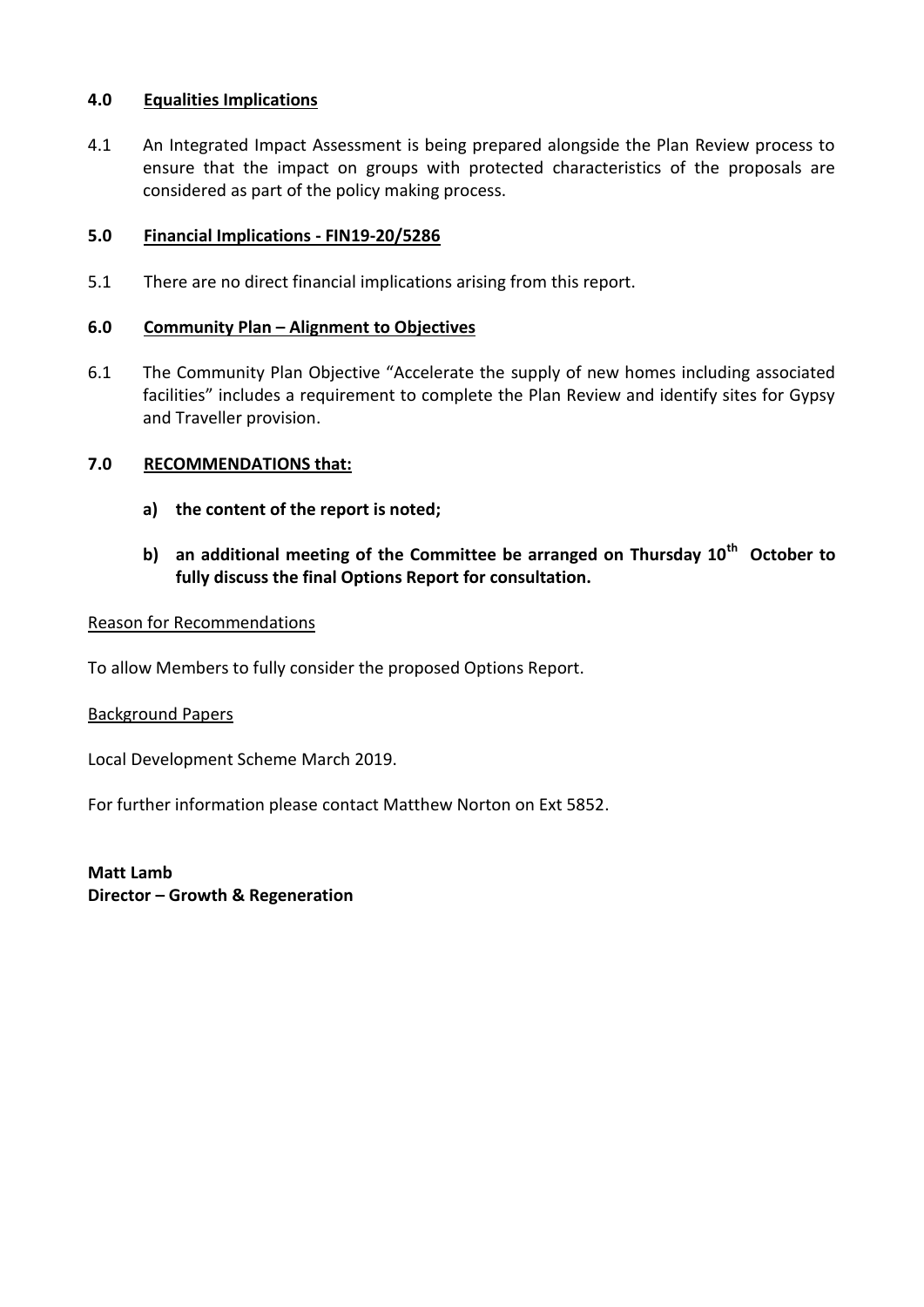## 4.0 Equalities Implications

4.1 An Integrated Impact Assessment is being prepared alongside the Plan Review process to ensure that the impact on groups with protected characteristics of the proposals are considered as part of the policy making process.

## 5.0 Financial Implications - FIN19-20/5286

5.1 There are no direct financial implications arising from this report.

## 6.0 Community Plan – Alignment to Objectives

6.1 The Community Plan Objective "Accelerate the supply of new homes including associated facilities" includes a requirement to complete the Plan Review and identify sites for Gypsy and Traveller provision.

## 7.0 RECOMMENDATIONS that:

**a) the content of the report is noted;**

**b) an additional meeting of the Committee be arranged on Thursday 10th October to fully discuss the final Options Report for consultation.**

Reason for Recommendations

To allow Members to fully consider the proposed Options Report.

Background Papers

Local Development Scheme March 2019.

For further information please contact Matthew Norton on Ext 5852.

**Matt Lamb**
**Director – Growth & Regeneration**